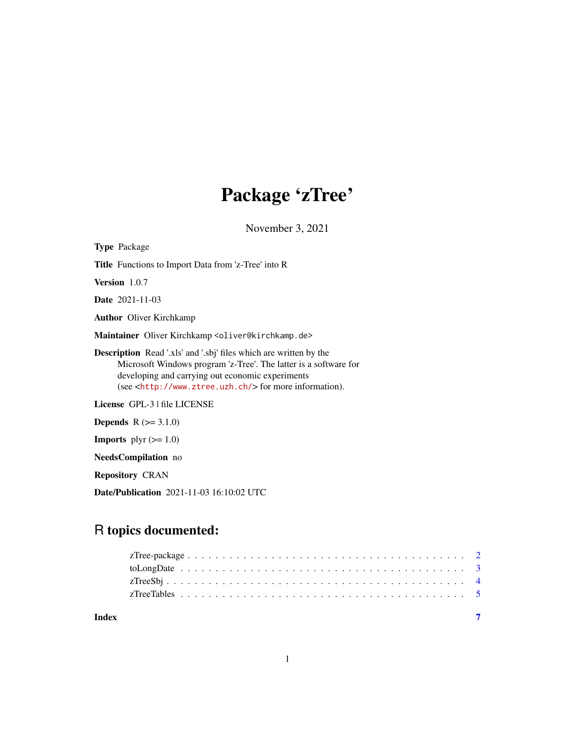# Package 'zTree'

November 3, 2021

**Type** Package

**Title** Functions to Import Data from 'z-Tree' into R

**Version** 1.0.7

**Date** 2021-11-03

**Author** Oliver Kirchkamp

**Maintainer** Oliver Kirchkamp <oliver@kirchkamp.de>

**Description** Read '.xls' and '.sbj' files which are written by the Microsoft Windows program 'z-Tree'. The latter is a software for developing and carrying out economic experiments (see <http://www.ztree.uzh.ch/> for more information).

**License** GPL-3 | file LICENSE

**Depends** R (>= 3.1.0)

**Imports** plyr (>= 1.0)

**NeedsCompilation** no

**Repository** CRAN

**Date/Publication** 2021-11-03 16:10:02 UTC

## R topics documented:

- zTree-package . . . . . . . . . . . . . . . . . . . . . . . . . . . . . . . . . . . . . . 2
- toLongDate . . . . . . . . . . . . . . . . . . . . . . . . . . . . . . . . . . . . . . . 3
- zTreeSbj . . . . . . . . . . . . . . . . . . . . . . . . . . . . . . . . . . . . . . . . 4
- zTreeTables . . . . . . . . . . . . . . . . . . . . . . . . . . . . . . . . . . . . . . 5

**Index** 7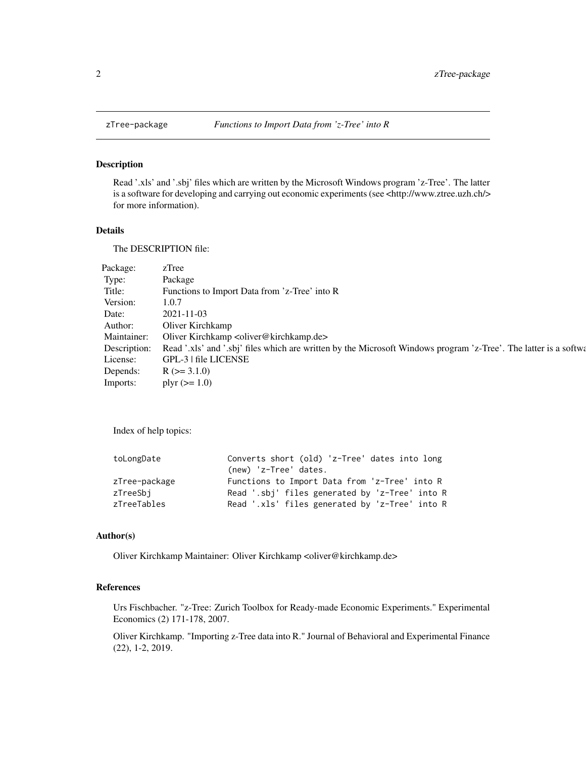# zTree-package — *Functions to Import Data from 'z-Tree' into R*

## Description

Read '.xls' and '.sbj' files which are written by the Microsoft Windows program 'z-Tree'. The latter is a software for developing and carrying out economic experiments (see <http://www.ztree.uzh.ch/> for more information).

## Details

The DESCRIPTION file:

| | |
|---|---|
| Package: | zTree |
| Type: | Package |
| Title: | Functions to Import Data from 'z-Tree' into R |
| Version: | 1.0.7 |
| Date: | 2021-11-03 |
| Author: | Oliver Kirchkamp |
| Maintainer: | Oliver Kirchkamp <oliver@kirchkamp.de> |
| Description: | Read '.xls' and '.sbj' files which are written by the Microsoft Windows program 'z-Tree'. The latter is a softwa |
| License: | GPL-3 \| file LICENSE |
| Depends: | R (>= 3.1.0) |
| Imports: | plyr (>= 1.0) |

Index of help topics:

```
toLongDate              Converts short (old) 'z-Tree' dates into long
                        (new) 'z-Tree' dates.
zTree-package           Functions to Import Data from 'z-Tree' into R
zTreeSbj                Read '.sbj' files generated by 'z-Tree' into R
zTreeTables             Read '.xls' files generated by 'z-Tree' into R
```

## Author(s)

Oliver Kirchkamp Maintainer: Oliver Kirchkamp <oliver@kirchkamp.de>

## References

Urs Fischbacher. "z-Tree: Zurich Toolbox for Ready-made Economic Experiments." Experimental Economics (2) 171-178, 2007.

Oliver Kirchkamp. "Importing z-Tree data into R." Journal of Behavioral and Experimental Finance (22), 1-2, 2019.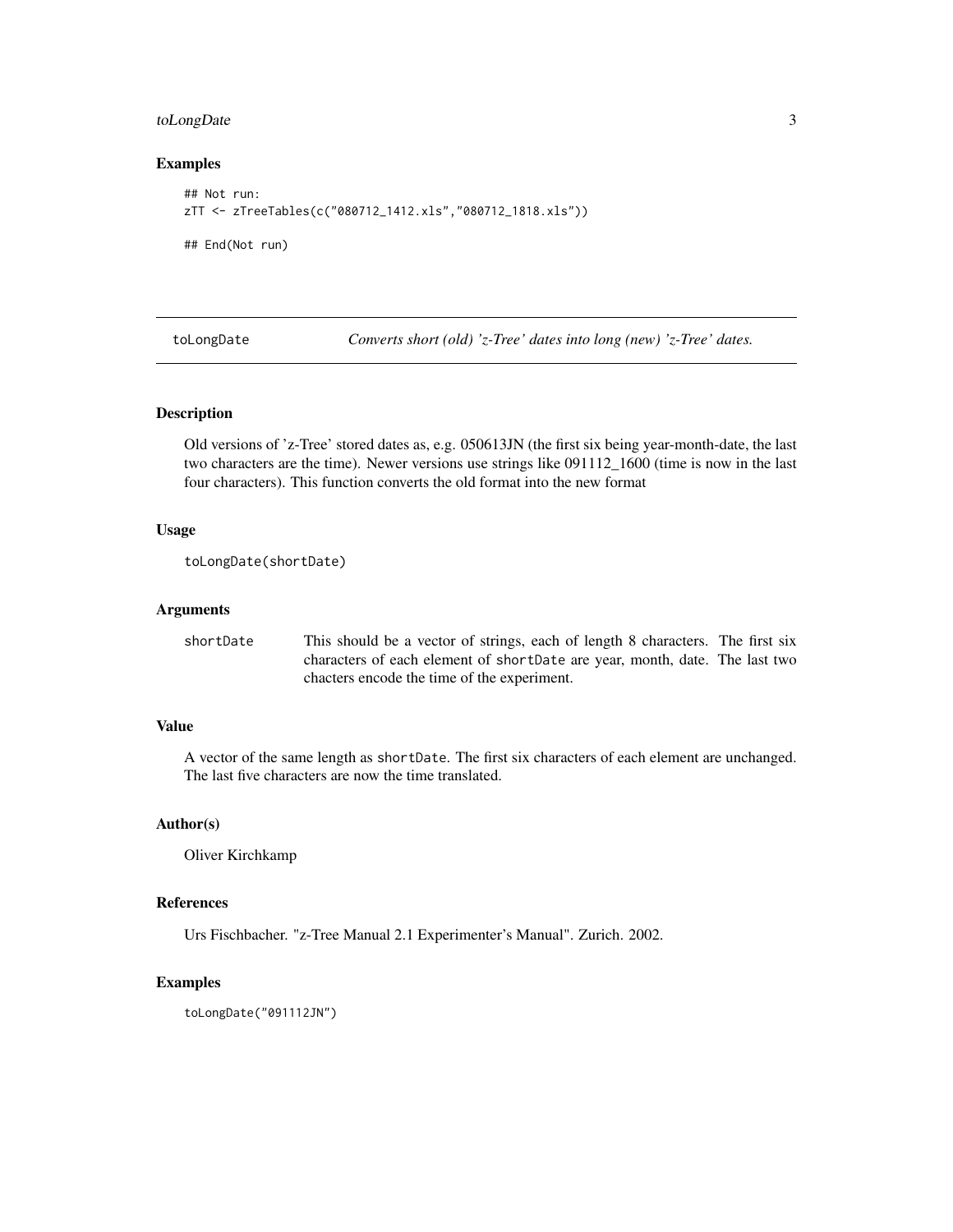### Examples

```
## Not run:
zTT <- zTreeTables(c("080712_1412.xls","080712_1818.xls"))

## End(Not run)
```

---

## toLongDate — *Converts short (old) 'z-Tree' dates into long (new) 'z-Tree' dates.*

---

### Description

Old versions of 'z-Tree' stored dates as, e.g. 050613JN (the first six being year-month-date, the last two characters are the time). Newer versions use strings like 091112_1600 (time is now in the last four characters). This function converts the old format into the new format

### Usage

```
toLongDate(shortDate)
```

### Arguments

| | |
|---|---|
| `shortDate` | This should be a vector of strings, each of length 8 characters. The first six characters of each element of `shortDate` are year, month, date. The last two chacters encode the time of the experiment. |

### Value

A vector of the same length as `shortDate`. The first six characters of each element are unchanged. The last five characters are now the time translated.

### Author(s)

Oliver Kirchkamp

### References

Urs Fischbacher. "z-Tree Manual 2.1 Experimenter's Manual". Zurich. 2002.

### Examples

```
toLongDate("091112JN")
```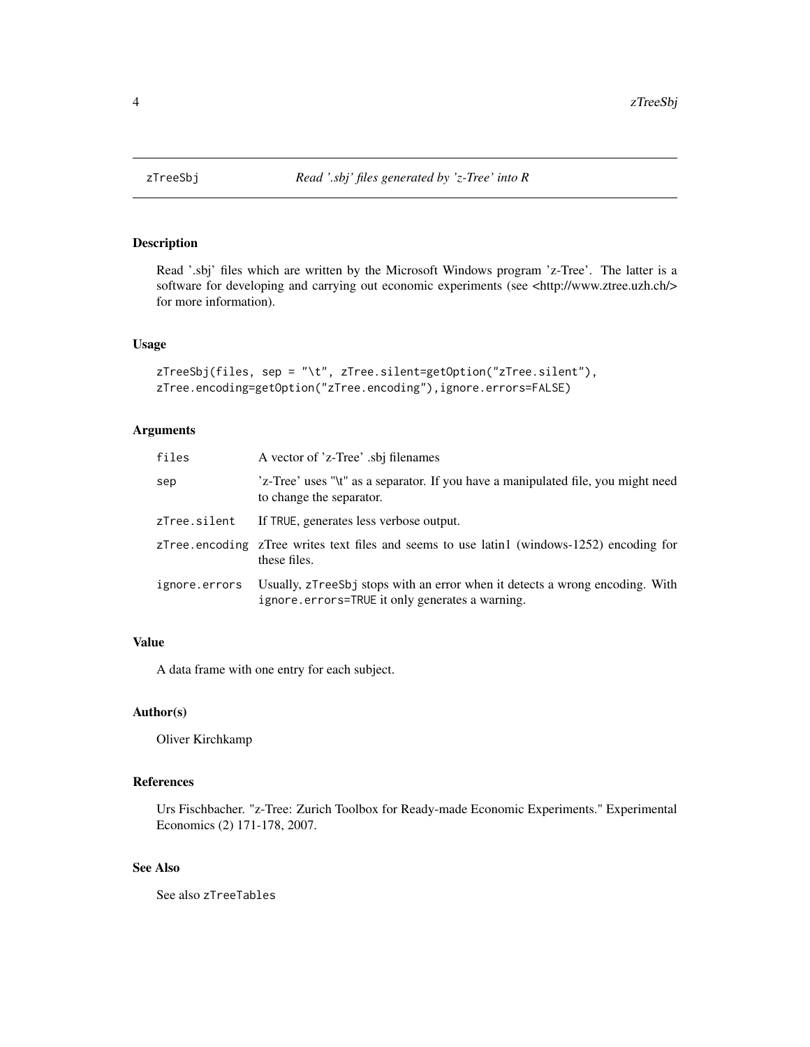# zTreeSbj — *Read '.sbj' files generated by 'z-Tree' into R*

## Description

Read '.sbj' files which are written by the Microsoft Windows program 'z-Tree'. The latter is a software for developing and carrying out economic experiments (see <http://www.ztree.uzh.ch/> for more information).

## Usage

```
zTreeSbj(files, sep = "\t", zTree.silent=getOption("zTree.silent"),
zTree.encoding=getOption("zTree.encoding"),ignore.errors=FALSE)
```

## Arguments

| | |
|---|---|
| `files` | A vector of 'z-Tree' .sbj filenames |
| `sep` | 'z-Tree' uses "\t" as a separator. If you have a manipulated file, you might need to change the separator. |
| `zTree.silent` | If `TRUE`, generates less verbose output. |
| `zTree.encoding` | zTree writes text files and seems to use latin1 (windows-1252) encoding for these files. |
| `ignore.errors` | Usually, `zTreeSbj` stops with an error when it detects a wrong encoding. With `ignore.errors=TRUE` it only generates a warning. |

## Value

A data frame with one entry for each subject.

## Author(s)

Oliver Kirchkamp

## References

Urs Fischbacher. "z-Tree: Zurich Toolbox for Ready-made Economic Experiments." Experimental Economics (2) 171-178, 2007.

## See Also

See also `zTreeTables`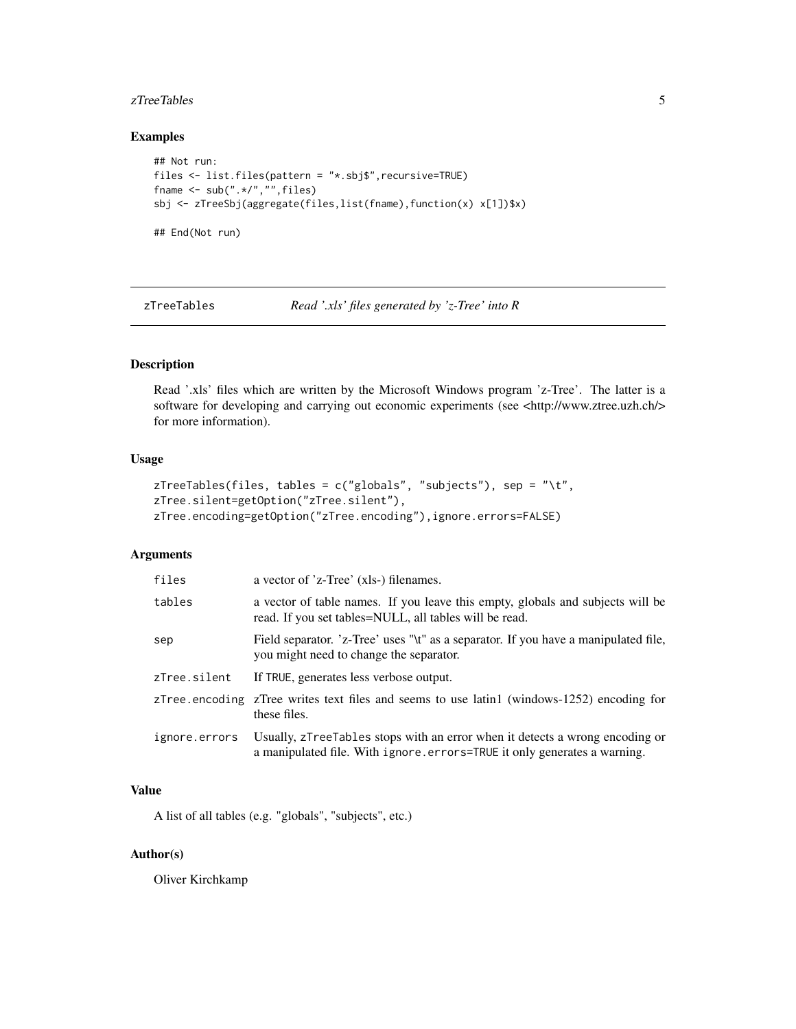### Examples

```
## Not run:
files <- list.files(pattern = "*.sbj$",recursive=TRUE)
fname <- sub(".*/","",files)
sbj <- zTreeSbj(aggregate(files,list(fname),function(x) x[1])$x)

## End(Not run)
```

---

## zTreeTables — *Read '.xls' files generated by 'z-Tree' into R*

---

### Description

Read '.xls' files which are written by the Microsoft Windows program 'z-Tree'. The latter is a software for developing and carrying out economic experiments (see <http://www.ztree.uzh.ch/> for more information).

### Usage

```
zTreeTables(files, tables = c("globals", "subjects"), sep = "\t",
zTree.silent=getOption("zTree.silent"),
zTree.encoding=getOption("zTree.encoding"),ignore.errors=FALSE)
```

### Arguments

| | |
|---|---|
| `files` | a vector of 'z-Tree' (xls-) filenames. |
| `tables` | a vector of table names. If you leave this empty, globals and subjects will be read. If you set tables=NULL, all tables will be read. |
| `sep` | Field separator. 'z-Tree' uses "\t" as a separator. If you have a manipulated file, you might need to change the separator. |
| `zTree.silent` | If `TRUE`, generates less verbose output. |
| `zTree.encoding` | zTree writes text files and seems to use latin1 (windows-1252) encoding for these files. |
| `ignore.errors` | Usually, `zTreeTables` stops with an error when it detects a wrong encoding or a manipulated file. With `ignore.errors=TRUE` it only generates a warning. |

### Value

A list of all tables (e.g. "globals", "subjects", etc.)

### Author(s)

Oliver Kirchkamp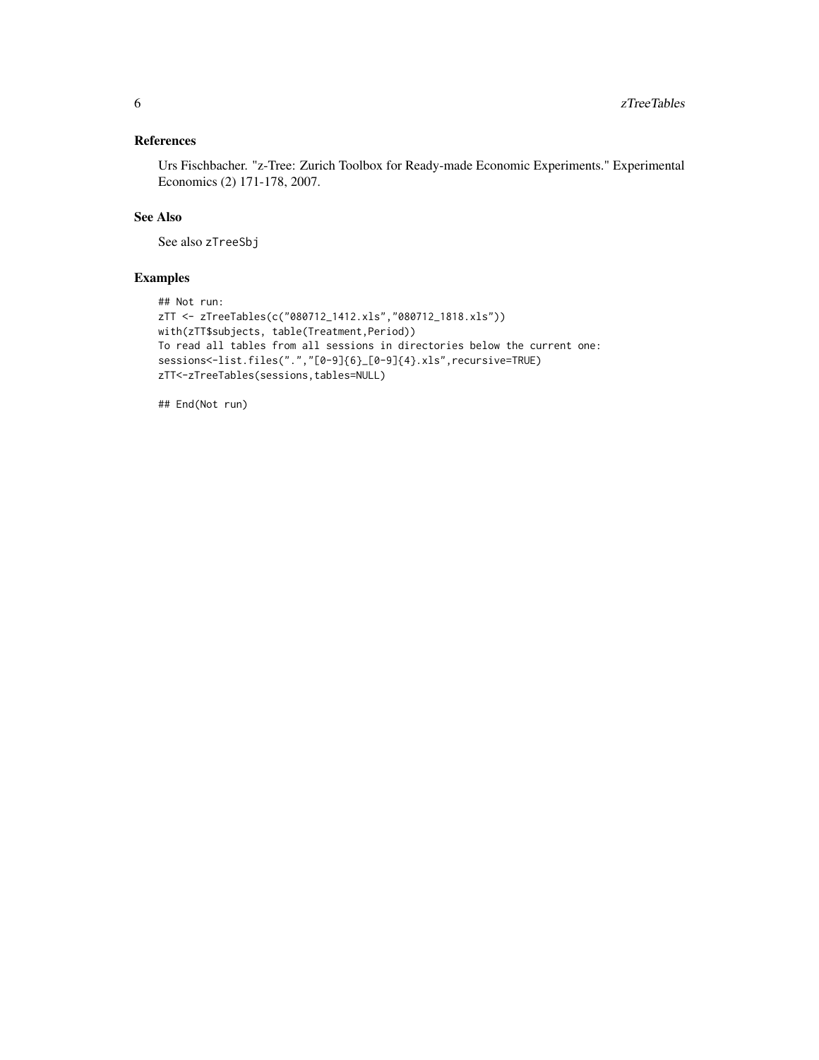## References

Urs Fischbacher. "z-Tree: Zurich Toolbox for Ready-made Economic Experiments." Experimental Economics (2) 171-178, 2007.

## See Also

See also `zTreeSbj`

## Examples

```
## Not run:
zTT <- zTreeTables(c("080712_1412.xls","080712_1818.xls"))
with(zTT$subjects, table(Treatment,Period))
To read all tables from all sessions in directories below the current one:
sessions<-list.files(".","[0-9]{6}_[0-9]{4}.xls",recursive=TRUE)
zTT<-zTreeTables(sessions,tables=NULL)

## End(Not run)
```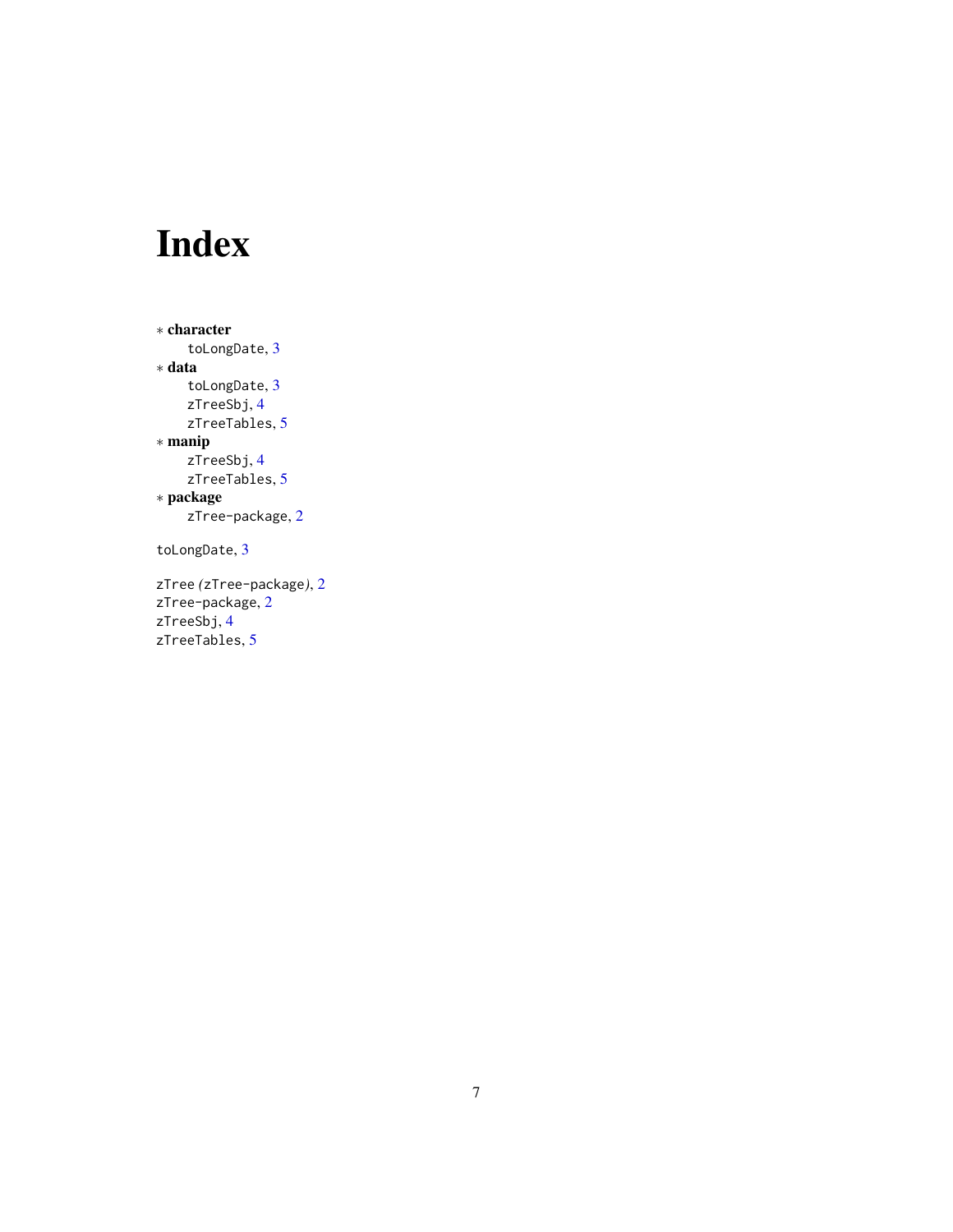# Index

∗ **character**
  toLongDate, 3
∗ **data**
  toLongDate, 3
  zTreeSbj, 4
  zTreeTables, 5
∗ **manip**
  zTreeSbj, 4
  zTreeTables, 5
∗ **package**
  zTree-package, 2

toLongDate, 3

zTree *(*zTree-package*)*, 2
zTree-package, 2
zTreeSbj, 4
zTreeTables, 5